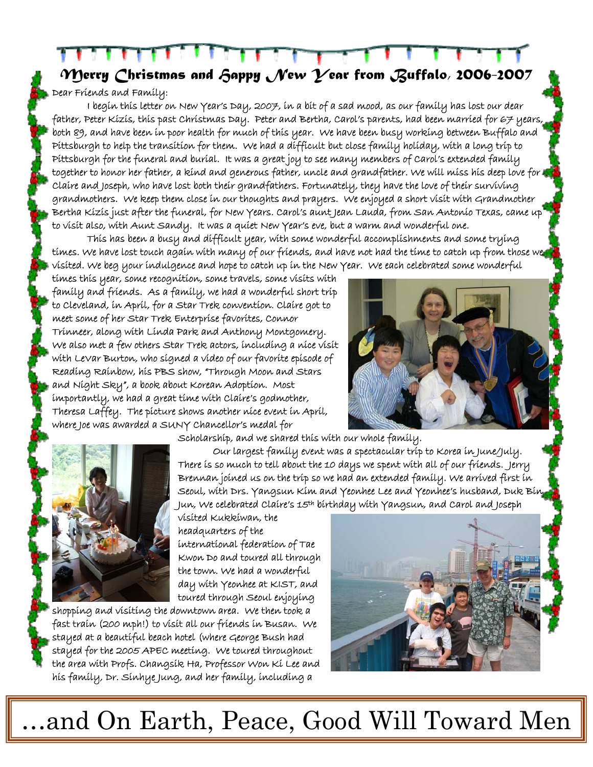# Merry Christmas and Happy New Year from Buffalo, 2006-2007

Dear Friends and Family:

I begin this letter on New Year's Day, 2007, in a bit of a sad mood, as our family has lost our dear father, Peter Kizis, this past Christmas Day. Peter and Bertha, Carol's parents, had been married for 67 years, both 89, and have been in poor health for much of this year. We have been busy working between Buffalo and Pittsburgh to help the transition for them. We had a difficult but close family holiday, with a long trip to Pittsburgh for the funeral and burial. It was a great joy to see many members of Carol's extended family together to honor her father, a kind and generous father, uncle and grandfather. We will miss his deep love for Claire and Joseph, who have lost both their grandfathers. Fortunately, they have the love of their surviving grandmothers. We keep them close in our thoughts and prayers. We enjoyed a short visit with Grandmother Bertha Kizis just after the funeral, for New Years. Carol's aunt Jean Lauda, from San Antonio Texas, came up to visit also, with Aunt Sandy. It was a quiet New Year's eve, but a warm and wonderful one.

This has been a busy and difficult year, with some wonderful accomplishments and some trying times. We have lost touch again with many of our friends, and have not had the time to catch up from those we visited. We beg your indulgence and hope to catch up in the New Year. We each celebrated some wonderful times this year, some recognition, some travels, some visits with family and friends. As a family, we had a wonderful short trip to Cleveland, in April, for a Star Trek convention. Claire got to meet some of her Star Trek Enterprise favorites, Connor Trinneer, along with Linda Park and Anthony Montgomery. We also met a few others Star Trek actors, including a nice visit with Levar Burton, who signed a video of our favorite episode of Reading Rainbow, his PBS show, "Through Moon and Stars and Night Sky", a book about Korean Adoption. Most importantly, we had a great time with Claire's godmother, Theresa Laffey. The picture shows another nice event in April, where Joe was awarded a SUNY Chancellor's medal for Scholarship, and we shared this with our whole family.

Our largest family event was a spectacular trip to Korea in June/July. There is so much to tell about the 10 days we spent with all of our friends. Jerry Brennan joined us on the trip so we had an extended family. We arrived first in Seoul, with Drs. Yangsun Kim and Yeonhee Lee and Yeonhee's husband, Duk Bin Jun, We celebrated Claire's 15th birthday with Yangsun, and Carol and Joseph visited Kukkiwan, the headquarters of the international federation of Tae Kwon Do and toured all through the town. We had a wonderful day with Yeonhee at KIST, and toured through Seoul enjoying shopping and visiting the downtown area. We then took a fast train (200 mph!) to visit all our friends in Busan. We stayed at a beautiful beach hotel (where George Bush had stayed for the 2005 APEC meeting. We toured throughout the area with Profs. Changsik Ha, Professor Won Ki Lee and his family, Dr. Sinhye Jung, and her family, including a

…and On Earth, Peace, Good Will Toward Men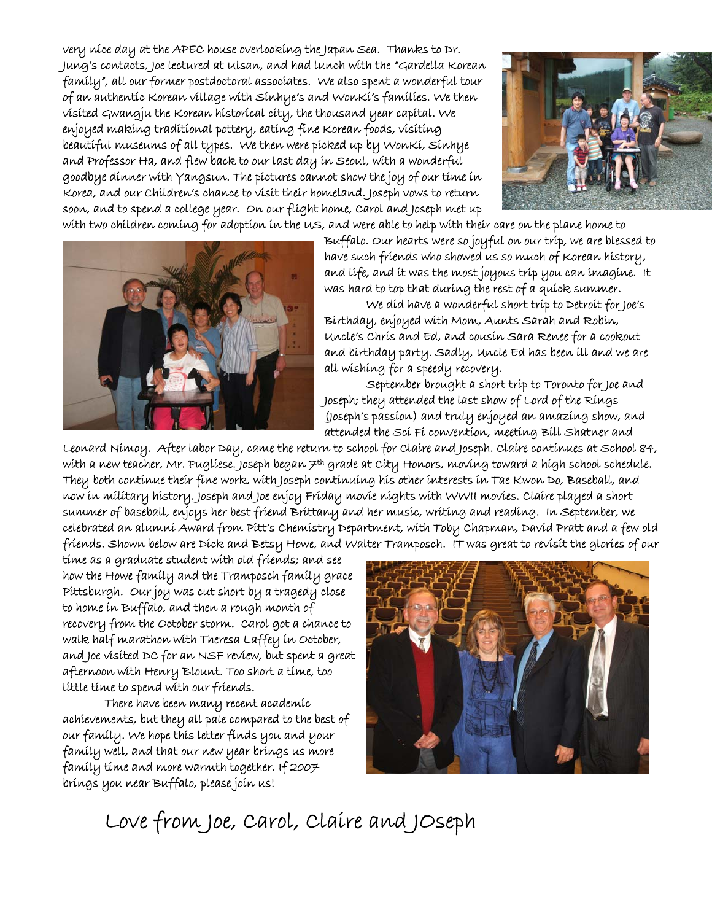very nice day at the APEC house overlooking the Japan Sea. Thanks to Dr. Jung's contacts, Joe lectured at Ulsan, and had lunch with the "Gardella Korean family", all our former postdoctoral associates. We also spent a wonderful tour of an authentic Korean village with Sinhye's and WonKi's families. We then visited Gwangju the Korean historical city, the thousand year capital. We enjoyed making traditional pottery, eating fine Korean foods, visiting beautiful museums of all types. We then were picked up by WonKi, Sinhye and Professor Ha, and flew back to our last day in Seoul, with a wonderful goodbye dinner with Yangsun. The pictures cannot show the joy of our time in Korea, and our Children's chance to visit their homeland. Joseph vows to return soon, and to spend a college year. On our flight home, Carol and Joseph met up with two children coming for adoption in the US, and were able to help with their care on the plane home to Buffalo. Our hearts were so joyful on our trip, we are blessed to have such friends who showed us so much of Korean history, and life, and it was the most joyous trip you can imagine. It was hard to top that during the rest of a quick summer.

We did have a wonderful short trip to Detroit for Joe's Birthday, enjoyed with Mom, Aunts Sarah and Robin, Uncle's Chris and Ed, and cousin Sara Renee for a cookout and birthday party. Sadly, Uncle Ed has been ill and we are all wishing for a speedy recovery.

September brought a short trip to Toronto for Joe and Joseph; they attended the last show of Lord of the Rings (Joseph's passion) and truly enjoyed an amazing show, and attended the Sci Fi convention, meeting Bill Shatner and Leonard Nimoy. After labor Day, came the return to school for Claire and Joseph. Claire continues at School 84, with a new teacher, Mr. Pugliese. Joseph began 7th grade at City Honors, moving toward a high school schedule. They both continue their fine work, with Joseph continuing his other interests in Tae Kwon Do, Baseball, and now in military history. Joseph and Joe enjoy Friday movie nights with WWII movies. Claire played a short summer of baseball, enjoys her best friend Brittany and her music, writing and reading. In September, we celebrated an alumni Award from Pitt's Chemistry Department, with Toby Chapman, David Pratt and a few old friends. Shown below are Dick and Betsy Howe, and Walter Tramposch. IT was great to revisit the glories of our time as a graduate student with old friends; and see how the Howe family and the Tramposch family grace Pittsburgh. Our joy was cut short by a tragedy close to home in Buffalo, and then a rough month of recovery from the October storm. Carol got a chance to walk half marathon with Theresa Laffey in October, and Joe visited DC for an NSF review, but spent a great afternoon with Henry Blount. Too short a time, too little time to spend with our friends.

There have been many recent academic achievements, but they all pale compared to the best of our family. We hope this letter finds you and your family well, and that our new year brings us more family time and more warmth together. If 2007 brings you near Buffalo, please join us!

Love from Joe, Carol, Claire and JOseph